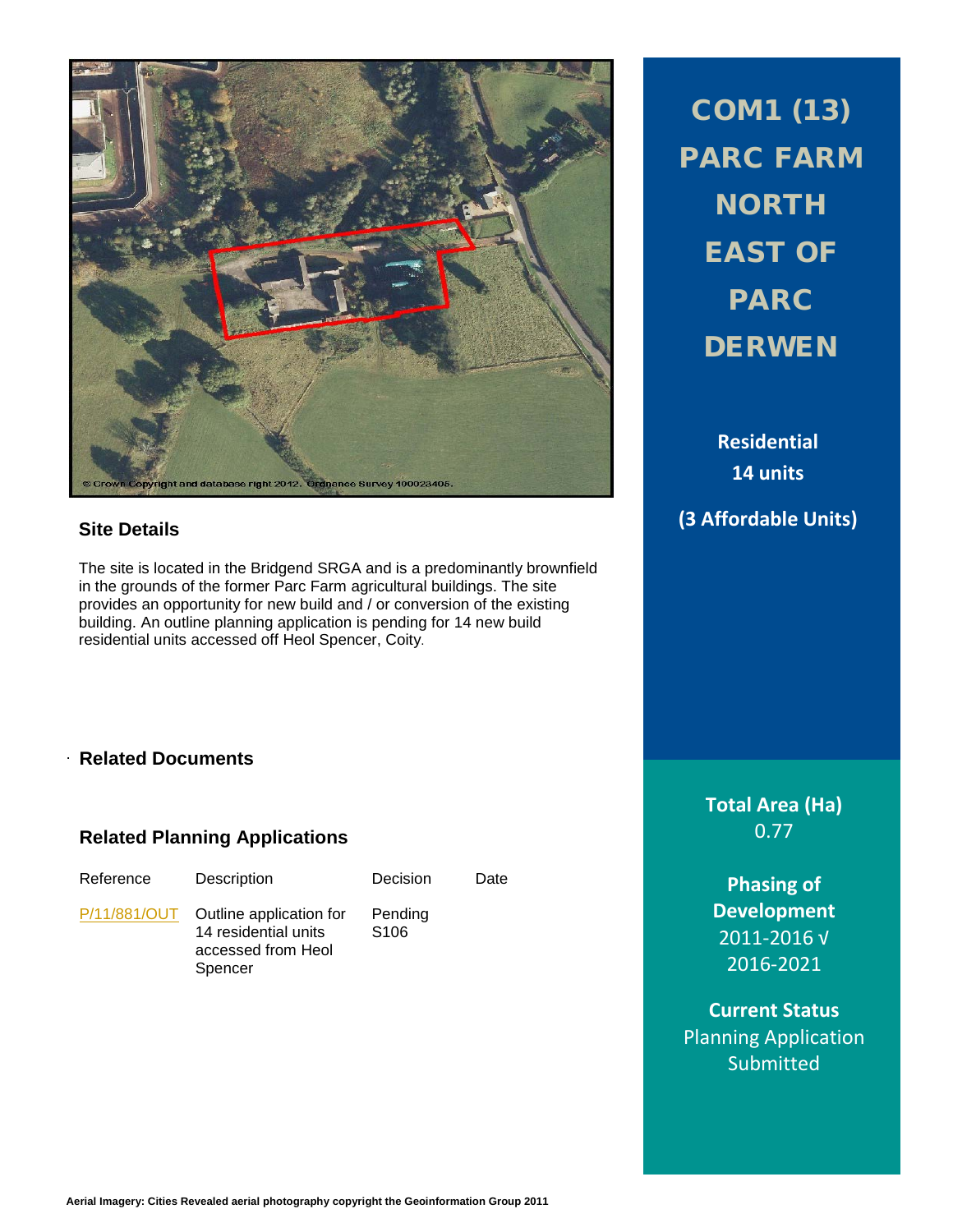# COM1 (13) PARC FARM NORTH EAST OF PARC DERWEN

**Residential**
**14 units**

**(3 Affordable Units)**

© Crown Copyright and database right 2012. Ordnance Survey 100023405.

## Site Details

The site is located in the Bridgend SRGA and is a predominantly brownfield in the grounds of the former Parc Farm agricultural buildings. The site provides an opportunity for new build and / or conversion of the existing building. An outline planning application is pending for 14 new build residential units accessed off Heol Spencer, Coity.

## Related Documents

## Related Planning Applications

| Reference | Description | Decision | Date |
| --- | --- | --- | --- |
| P/11/881/OUT | Outline application for 14 residential units accessed from Heol Spencer | Pending S106 | |

**Total Area (Ha)**
0.77

**Phasing of Development**
2011-2016 √
2016-2021

**Current Status**
Planning Application Submitted

**Aerial Imagery: Cities Revealed aerial photography copyright the Geoinformation Group 2011**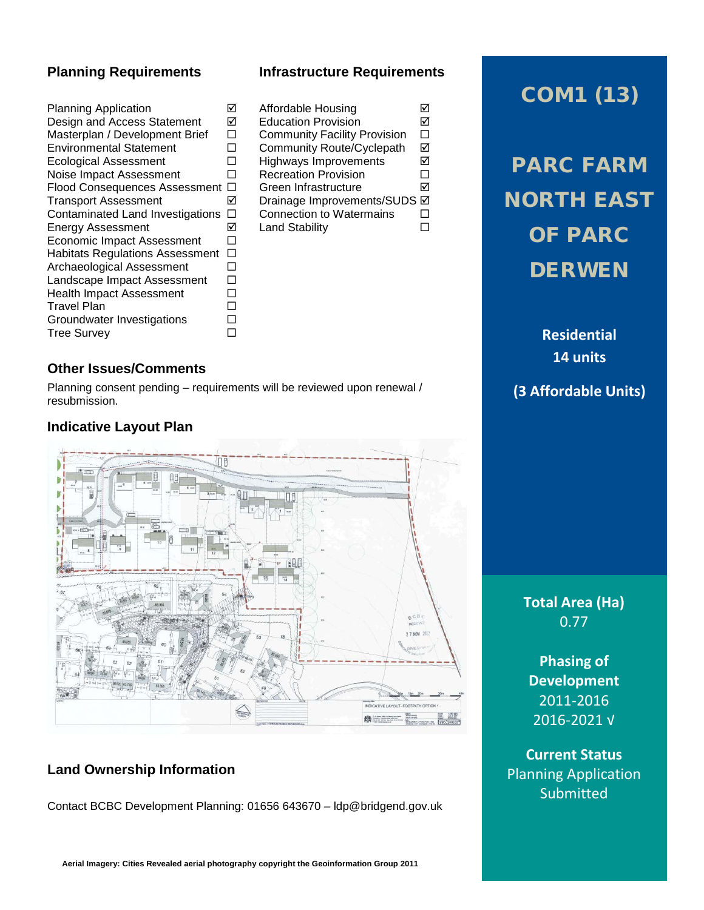## Planning Requirements

| | |
|---|---|
| Planning Application | ☑ |
| Design and Access Statement | ☑ |
| Masterplan / Development Brief | ☐ |
| Environmental Statement | ☐ |
| Ecological Assessment | ☐ |
| Noise Impact Assessment | ☐ |
| Flood Consequences Assessment | ☐ |
| Transport Assessment | ☑ |
| Contaminated Land Investigations | ☐ |
| Energy Assessment | ☑ |
| Economic Impact Assessment | ☐ |
| Habitats Regulations Assessment | ☐ |
| Archaeological Assessment | ☐ |
| Landscape Impact Assessment | ☐ |
| Health Impact Assessment | ☐ |
| Travel Plan | ☐ |
| Groundwater Investigations | ☐ |
| Tree Survey | ☐ |

## Infrastructure Requirements

| | |
|---|---|
| Affordable Housing | ☑ |
| Education Provision | ☑ |
| Community Facility Provision | ☐ |
| Community Route/Cyclepath | ☑ |
| Highways Improvements | ☑ |
| Recreation Provision | ☐ |
| Green Infrastructure | ☑ |
| Drainage Improvements/SUDS | ☑ |
| Connection to Watermains | ☐ |
| Land Stability | ☐ |

# COM1 (13)

# PARC FARM NORTH EAST OF PARC DERWEN

**Residential**
**14 units**

**(3 Affordable Units)**

**Total Area (Ha)**
0.77

**Phasing of Development**
2011-2016
2016-2021 √

**Current Status**
Planning Application Submitted

## Other Issues/Comments

Planning consent pending – requirements will be reviewed upon renewal / resubmission.

## Indicative Layout Plan

INDICATIVE LAYOUT- FOOTPATH OPTION 1

## Land Ownership Information

Contact BCBC Development Planning: 01656 643670 – ldp@bridgend.gov.uk

**Aerial Imagery: Cities Revealed aerial photography copyright the Geoinformation Group 2011**